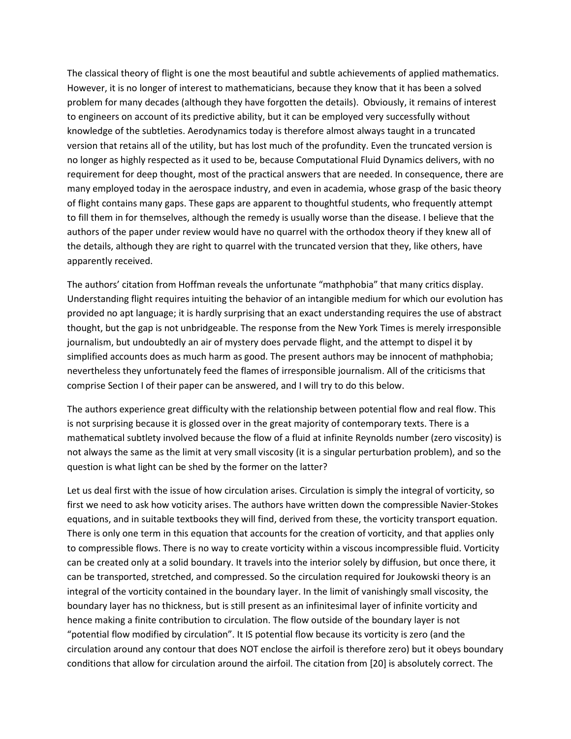The classical theory of flight is one the most beautiful and subtle achievements of applied mathematics. However, it is no longer of interest to mathematicians, because they know that it has been a solved problem for many decades (although they have forgotten the details). Obviously, it remains of interest to engineers on account of its predictive ability, but it can be employed very successfully without knowledge of the subtleties. Aerodynamics today is therefore almost always taught in a truncated version that retains all of the utility, but has lost much of the profundity. Even the truncated version is no longer as highly respected as it used to be, because Computational Fluid Dynamics delivers, with no requirement for deep thought, most of the practical answers that are needed. In consequence, there are many employed today in the aerospace industry, and even in academia, whose grasp of the basic theory of flight contains many gaps. These gaps are apparent to thoughtful students, who frequently attempt to fill them in for themselves, although the remedy is usually worse than the disease. I believe that the authors of the paper under review would have no quarrel with the orthodox theory if they knew all of the details, although they are right to quarrel with the truncated version that they, like others, have apparently received.

The authors' citation from Hoffman reveals the unfortunate "mathphobia" that many critics display. Understanding flight requires intuiting the behavior of an intangible medium for which our evolution has provided no apt language; it is hardly surprising that an exact understanding requires the use of abstract thought, but the gap is not unbridgeable. The response from the New York Times is merely irresponsible journalism, but undoubtedly an air of mystery does pervade flight, and the attempt to dispel it by simplified accounts does as much harm as good. The present authors may be innocent of mathphobia; nevertheless they unfortunately feed the flames of irresponsible journalism. All of the criticisms that comprise Section I of their paper can be answered, and I will try to do this below.

The authors experience great difficulty with the relationship between potential flow and real flow. This is not surprising because it is glossed over in the great majority of contemporary texts. There is a mathematical subtlety involved because the flow of a fluid at infinite Reynolds number (zero viscosity) is not always the same as the limit at very small viscosity (it is a singular perturbation problem), and so the question is what light can be shed by the former on the latter?

Let us deal first with the issue of how circulation arises. Circulation is simply the integral of vorticity, so first we need to ask how voticity arises. The authors have written down the compressible Navier-Stokes equations, and in suitable textbooks they will find, derived from these, the vorticity transport equation. There is only one term in this equation that accounts for the creation of vorticity, and that applies only to compressible flows. There is no way to create vorticity within a viscous incompressible fluid. Vorticity can be created only at a solid boundary. It travels into the interior solely by diffusion, but once there, it can be transported, stretched, and compressed. So the circulation required for Joukowski theory is an integral of the vorticity contained in the boundary layer. In the limit of vanishingly small viscosity, the boundary layer has no thickness, but is still present as an infinitesimal layer of infinite vorticity and hence making a finite contribution to circulation. The flow outside of the boundary layer is not "potential flow modified by circulation". It IS potential flow because its vorticity is zero (and the circulation around any contour that does NOT enclose the airfoil is therefore zero) but it obeys boundary conditions that allow for circulation around the airfoil. The citation from [20] is absolutely correct. The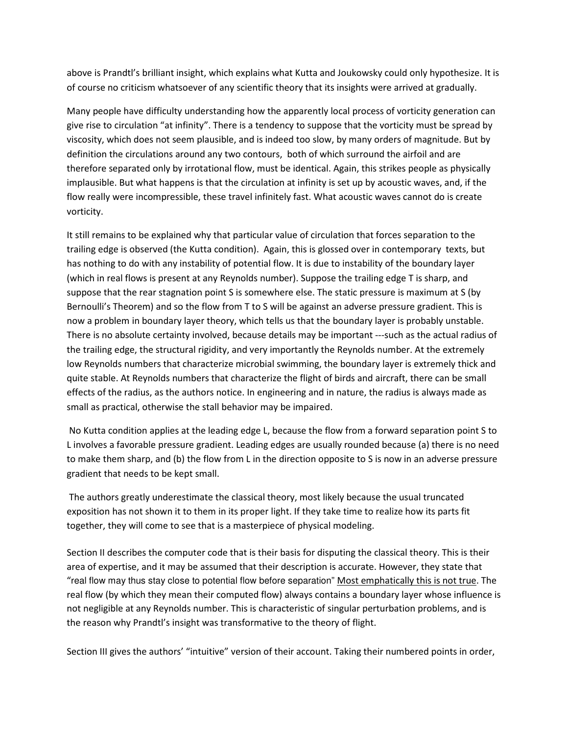above is Prandtl's brilliant insight, which explains what Kutta and Joukowsky could only hypothesize. It is of course no criticism whatsoever of any scientific theory that its insights were arrived at gradually.

Many people have difficulty understanding how the apparently local process of vorticity generation can give rise to circulation "at infinity". There is a tendency to suppose that the vorticity must be spread by viscosity, which does not seem plausible, and is indeed too slow, by many orders of magnitude. But by definition the circulations around any two contours, both of which surround the airfoil and are therefore separated only by irrotational flow, must be identical. Again, this strikes people as physically implausible. But what happens is that the circulation at infinity is set up by acoustic waves, and, if the flow really were incompressible, these travel infinitely fast. What acoustic waves cannot do is create vorticity.

It still remains to be explained why that particular value of circulation that forces separation to the trailing edge is observed (the Kutta condition). Again, this is glossed over in contemporary texts, but has nothing to do with any instability of potential flow. It is due to instability of the boundary layer (which in real flows is present at any Reynolds number). Suppose the trailing edge T is sharp, and suppose that the rear stagnation point S is somewhere else. The static pressure is maximum at S (by Bernoulli's Theorem) and so the flow from T to S will be against an adverse pressure gradient. This is now a problem in boundary layer theory, which tells us that the boundary layer is probably unstable. There is no absolute certainty involved, because details may be important ---such as the actual radius of the trailing edge, the structural rigidity, and very importantly the Reynolds number. At the extremely low Reynolds numbers that characterize microbial swimming, the boundary layer is extremely thick and quite stable. At Reynolds numbers that characterize the flight of birds and aircraft, there can be small effects of the radius, as the authors notice. In engineering and in nature, the radius is always made as small as practical, otherwise the stall behavior may be impaired.

No Kutta condition applies at the leading edge L, because the flow from a forward separation point S to L involves a favorable pressure gradient. Leading edges are usually rounded because (a) there is no need to make them sharp, and (b) the flow from L in the direction opposite to S is now in an adverse pressure gradient that needs to be kept small.

The authors greatly underestimate the classical theory, most likely because the usual truncated exposition has not shown it to them in its proper light. If they take time to realize how its parts fit together, they will come to see that is a masterpiece of physical modeling.

Section II describes the computer code that is their basis for disputing the classical theory. This is their area of expertise, and it may be assumed that their description is accurate. However, they state that "real flow may thus stay close to potential flow before separation" <u>Most emphatically this is not true</u>. The real flow (by which they mean their computed flow) always contains a boundary layer whose influence is not negligible at any Reynolds number. This is characteristic of singular perturbation problems, and is the reason why Prandtl's insight was transformative to the theory of flight.

Section III gives the authors' "intuitive" version of their account. Taking their numbered points in order,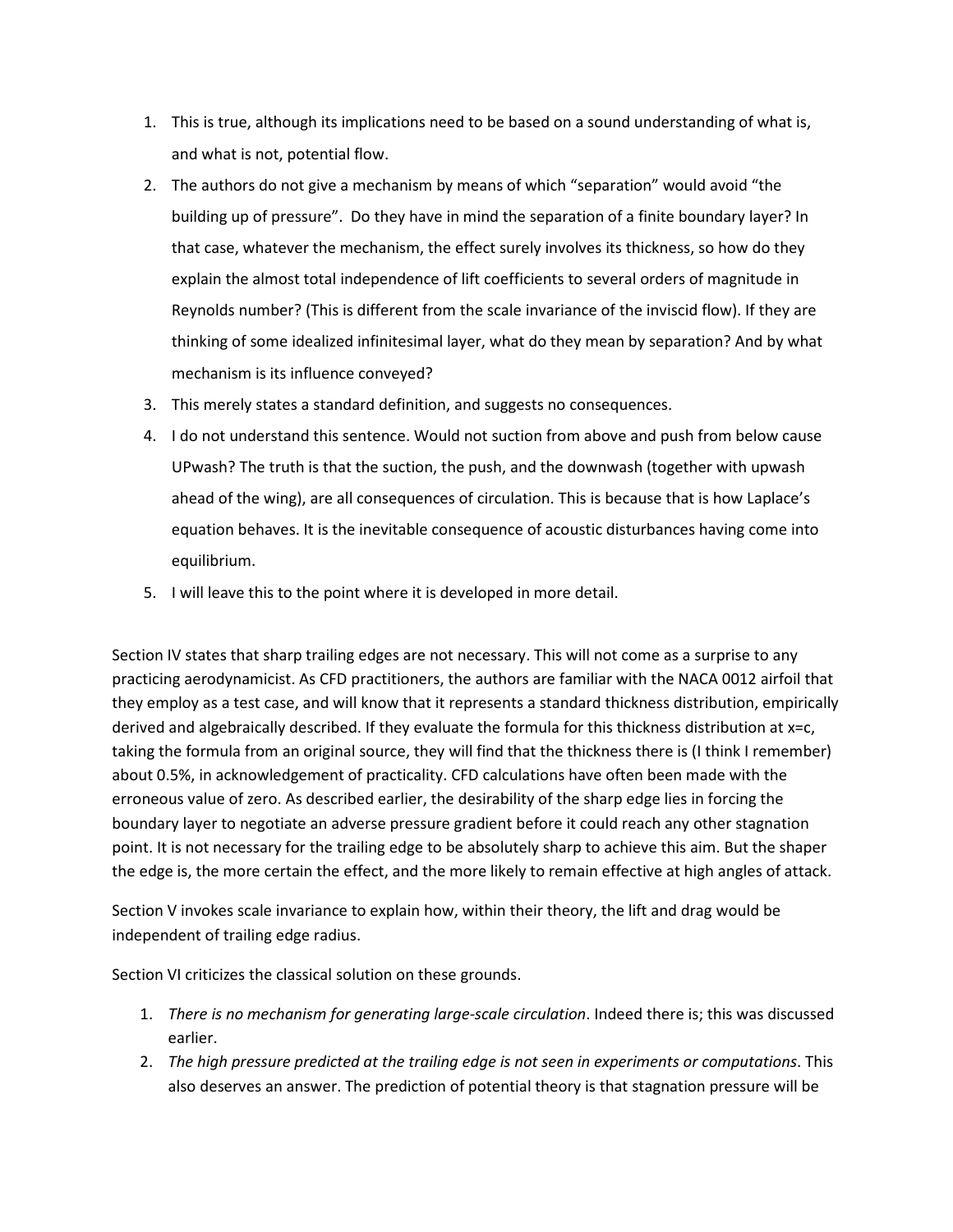1. This is true, although its implications need to be based on a sound understanding of what is, and what is not, potential flow.
2. The authors do not give a mechanism by means of which "separation" would avoid "the building up of pressure". Do they have in mind the separation of a finite boundary layer? In that case, whatever the mechanism, the effect surely involves its thickness, so how do they explain the almost total independence of lift coefficients to several orders of magnitude in Reynolds number? (This is different from the scale invariance of the inviscid flow). If they are thinking of some idealized infinitesimal layer, what do they mean by separation? And by what mechanism is its influence conveyed?
3. This merely states a standard definition, and suggests no consequences.
4. I do not understand this sentence. Would not suction from above and push from below cause UPwash? The truth is that the suction, the push, and the downwash (together with upwash ahead of the wing), are all consequences of circulation. This is because that is how Laplace's equation behaves. It is the inevitable consequence of acoustic disturbances having come into equilibrium.
5. I will leave this to the point where it is developed in more detail.

Section IV states that sharp trailing edges are not necessary. This will not come as a surprise to any practicing aerodynamicist. As CFD practitioners, the authors are familiar with the NACA 0012 airfoil that they employ as a test case, and will know that it represents a standard thickness distribution, empirically derived and algebraically described. If they evaluate the formula for this thickness distribution at x=c, taking the formula from an original source, they will find that the thickness there is (I think I remember) about 0.5%, in acknowledgement of practicality. CFD calculations have often been made with the erroneous value of zero. As described earlier, the desirability of the sharp edge lies in forcing the boundary layer to negotiate an adverse pressure gradient before it could reach any other stagnation point. It is not necessary for the trailing edge to be absolutely sharp to achieve this aim. But the shaper the edge is, the more certain the effect, and the more likely to remain effective at high angles of attack.

Section V invokes scale invariance to explain how, within their theory, the lift and drag would be independent of trailing edge radius.

Section VI criticizes the classical solution on these grounds.

1. *There is no mechanism for generating large-scale circulation*. Indeed there is; this was discussed earlier.
2. *The high pressure predicted at the trailing edge is not seen in experiments or computations*. This also deserves an answer. The prediction of potential theory is that stagnation pressure will be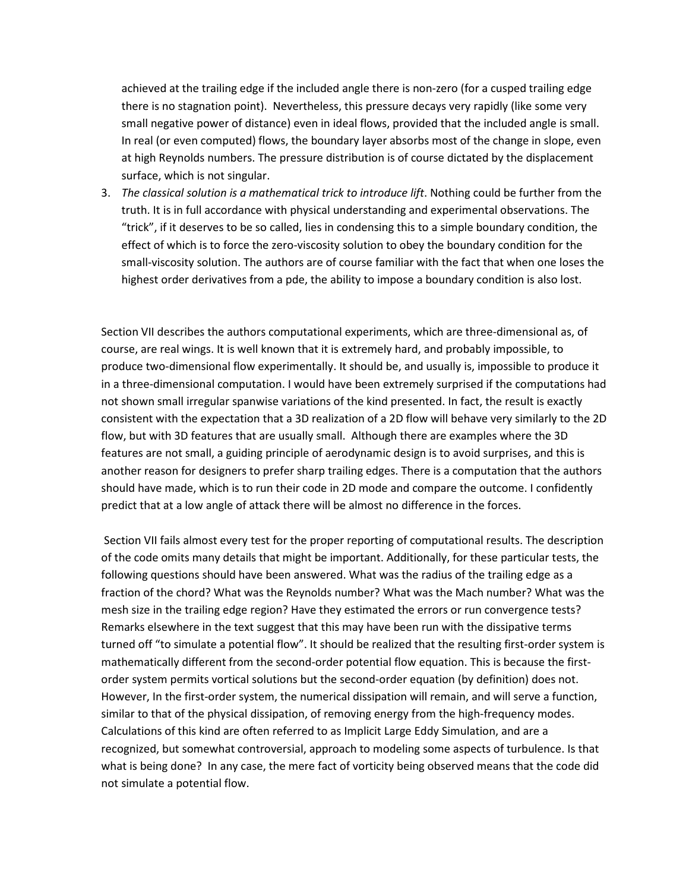achieved at the trailing edge if the included angle there is non-zero (for a cusped trailing edge there is no stagnation point). Nevertheless, this pressure decays very rapidly (like some very small negative power of distance) even in ideal flows, provided that the included angle is small. In real (or even computed) flows, the boundary layer absorbs most of the change in slope, even at high Reynolds numbers. The pressure distribution is of course dictated by the displacement surface, which is not singular.

3. *The classical solution is a mathematical trick to introduce lift*. Nothing could be further from the truth. It is in full accordance with physical understanding and experimental observations. The "trick", if it deserves to be so called, lies in condensing this to a simple boundary condition, the effect of which is to force the zero-viscosity solution to obey the boundary condition for the small-viscosity solution. The authors are of course familiar with the fact that when one loses the highest order derivatives from a pde, the ability to impose a boundary condition is also lost.

Section VII describes the authors computational experiments, which are three-dimensional as, of course, are real wings. It is well known that it is extremely hard, and probably impossible, to produce two-dimensional flow experimentally. It should be, and usually is, impossible to produce it in a three-dimensional computation. I would have been extremely surprised if the computations had not shown small irregular spanwise variations of the kind presented. In fact, the result is exactly consistent with the expectation that a 3D realization of a 2D flow will behave very similarly to the 2D flow, but with 3D features that are usually small. Although there are examples where the 3D features are not small, a guiding principle of aerodynamic design is to avoid surprises, and this is another reason for designers to prefer sharp trailing edges. There is a computation that the authors should have made, which is to run their code in 2D mode and compare the outcome. I confidently predict that at a low angle of attack there will be almost no difference in the forces.

Section VII fails almost every test for the proper reporting of computational results. The description of the code omits many details that might be important. Additionally, for these particular tests, the following questions should have been answered. What was the radius of the trailing edge as a fraction of the chord? What was the Reynolds number? What was the Mach number? What was the mesh size in the trailing edge region? Have they estimated the errors or run convergence tests? Remarks elsewhere in the text suggest that this may have been run with the dissipative terms turned off "to simulate a potential flow". It should be realized that the resulting first-order system is mathematically different from the second-order potential flow equation. This is because the first-order system permits vortical solutions but the second-order equation (by definition) does not. However, In the first-order system, the numerical dissipation will remain, and will serve a function, similar to that of the physical dissipation, of removing energy from the high-frequency modes. Calculations of this kind are often referred to as Implicit Large Eddy Simulation, and are a recognized, but somewhat controversial, approach to modeling some aspects of turbulence. Is that what is being done? In any case, the mere fact of vorticity being observed means that the code did not simulate a potential flow.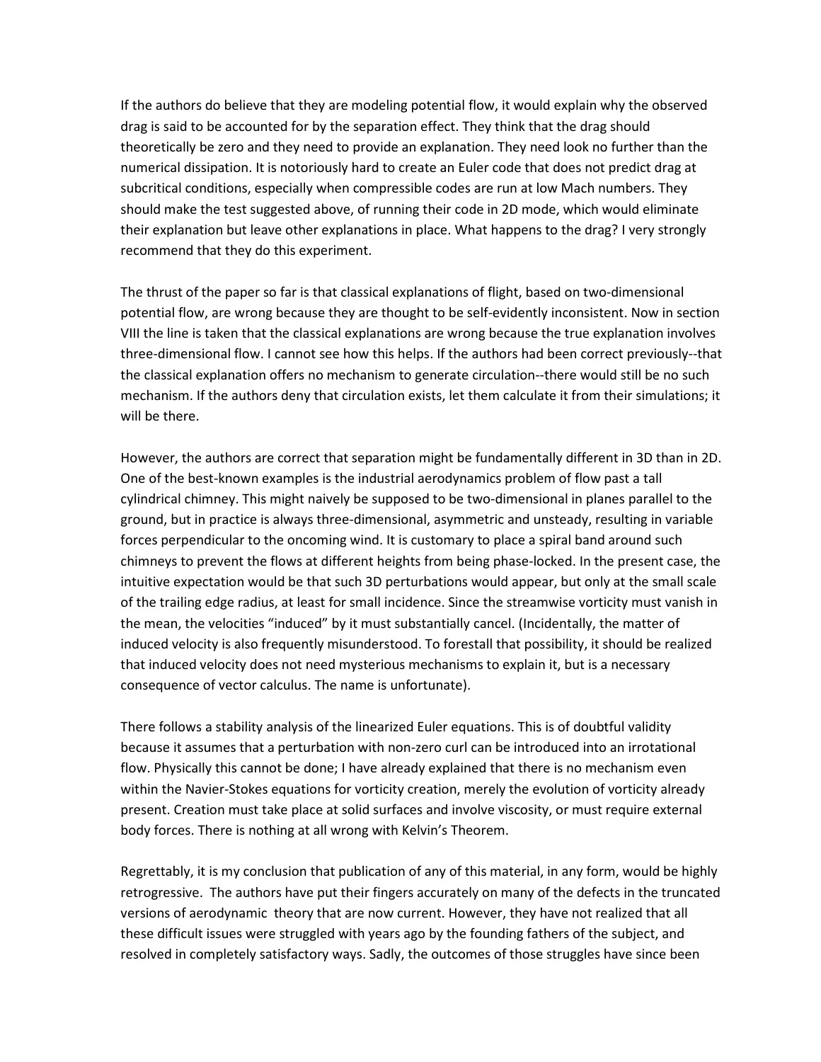If the authors do believe that they are modeling potential flow, it would explain why the observed drag is said to be accounted for by the separation effect. They think that the drag should theoretically be zero and they need to provide an explanation. They need look no further than the numerical dissipation. It is notoriously hard to create an Euler code that does not predict drag at subcritical conditions, especially when compressible codes are run at low Mach numbers. They should make the test suggested above, of running their code in 2D mode, which would eliminate their explanation but leave other explanations in place. What happens to the drag? I very strongly recommend that they do this experiment.

The thrust of the paper so far is that classical explanations of flight, based on two-dimensional potential flow, are wrong because they are thought to be self-evidently inconsistent. Now in section VIII the line is taken that the classical explanations are wrong because the true explanation involves three-dimensional flow. I cannot see how this helps. If the authors had been correct previously--that the classical explanation offers no mechanism to generate circulation--there would still be no such mechanism. If the authors deny that circulation exists, let them calculate it from their simulations; it will be there.

However, the authors are correct that separation might be fundamentally different in 3D than in 2D. One of the best-known examples is the industrial aerodynamics problem of flow past a tall cylindrical chimney. This might naively be supposed to be two-dimensional in planes parallel to the ground, but in practice is always three-dimensional, asymmetric and unsteady, resulting in variable forces perpendicular to the oncoming wind. It is customary to place a spiral band around such chimneys to prevent the flows at different heights from being phase-locked. In the present case, the intuitive expectation would be that such 3D perturbations would appear, but only at the small scale of the trailing edge radius, at least for small incidence. Since the streamwise vorticity must vanish in the mean, the velocities "induced" by it must substantially cancel. (Incidentally, the matter of induced velocity is also frequently misunderstood. To forestall that possibility, it should be realized that induced velocity does not need mysterious mechanisms to explain it, but is a necessary consequence of vector calculus. The name is unfortunate).

There follows a stability analysis of the linearized Euler equations. This is of doubtful validity because it assumes that a perturbation with non-zero curl can be introduced into an irrotational flow. Physically this cannot be done; I have already explained that there is no mechanism even within the Navier-Stokes equations for vorticity creation, merely the evolution of vorticity already present. Creation must take place at solid surfaces and involve viscosity, or must require external body forces. There is nothing at all wrong with Kelvin's Theorem.

Regrettably, it is my conclusion that publication of any of this material, in any form, would be highly retrogressive. The authors have put their fingers accurately on many of the defects in the truncated versions of aerodynamic theory that are now current. However, they have not realized that all these difficult issues were struggled with years ago by the founding fathers of the subject, and resolved in completely satisfactory ways. Sadly, the outcomes of those struggles have since been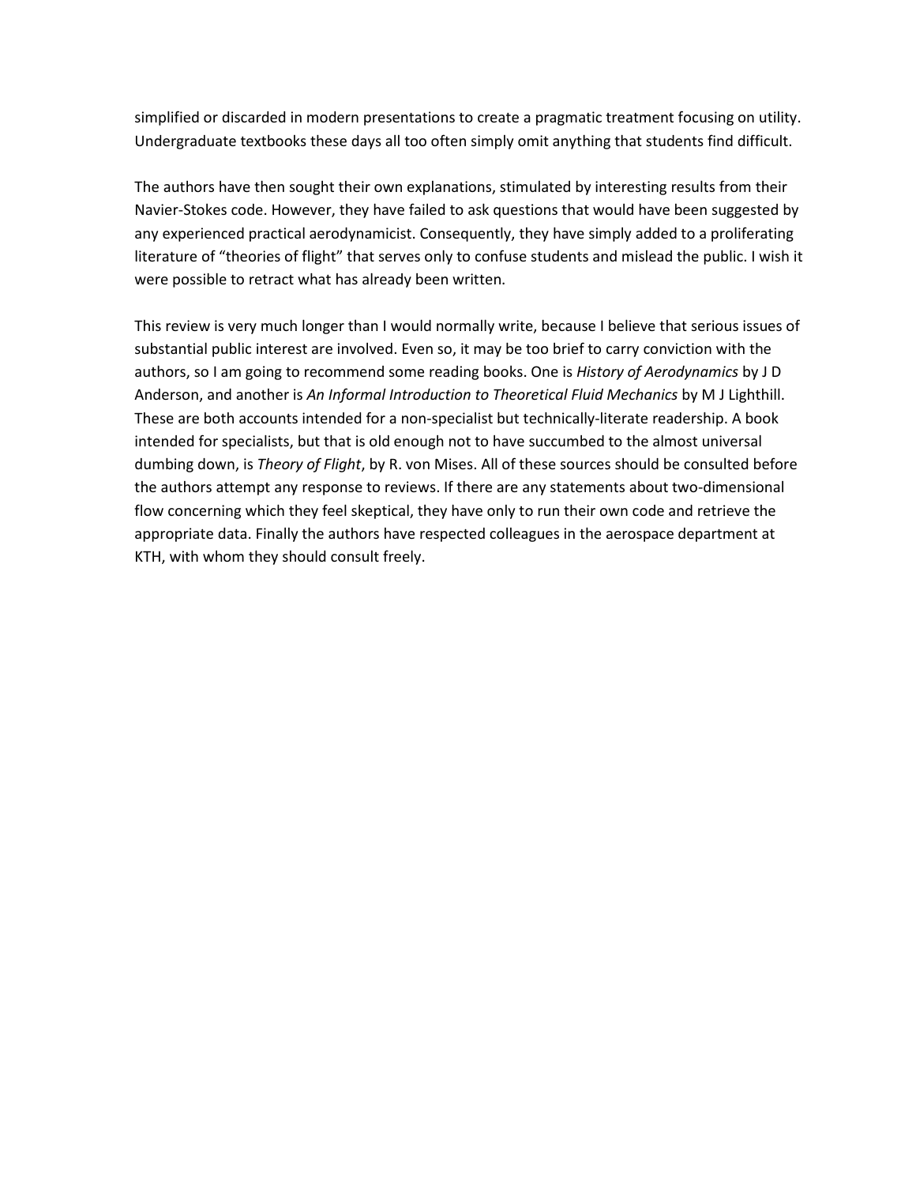simplified or discarded in modern presentations to create a pragmatic treatment focusing on utility. Undergraduate textbooks these days all too often simply omit anything that students find difficult.

The authors have then sought their own explanations, stimulated by interesting results from their Navier-Stokes code. However, they have failed to ask questions that would have been suggested by any experienced practical aerodynamicist. Consequently, they have simply added to a proliferating literature of "theories of flight" that serves only to confuse students and mislead the public. I wish it were possible to retract what has already been written.

This review is very much longer than I would normally write, because I believe that serious issues of substantial public interest are involved. Even so, it may be too brief to carry conviction with the authors, so I am going to recommend some reading books. One is *History of Aerodynamics* by J D Anderson, and another is *An Informal Introduction to Theoretical Fluid Mechanics* by M J Lighthill. These are both accounts intended for a non-specialist but technically-literate readership. A book intended for specialists, but that is old enough not to have succumbed to the almost universal dumbing down, is *Theory of Flight*, by R. von Mises. All of these sources should be consulted before the authors attempt any response to reviews. If there are any statements about two-dimensional flow concerning which they feel skeptical, they have only to run their own code and retrieve the appropriate data. Finally the authors have respected colleagues in the aerospace department at KTH, with whom they should consult freely.